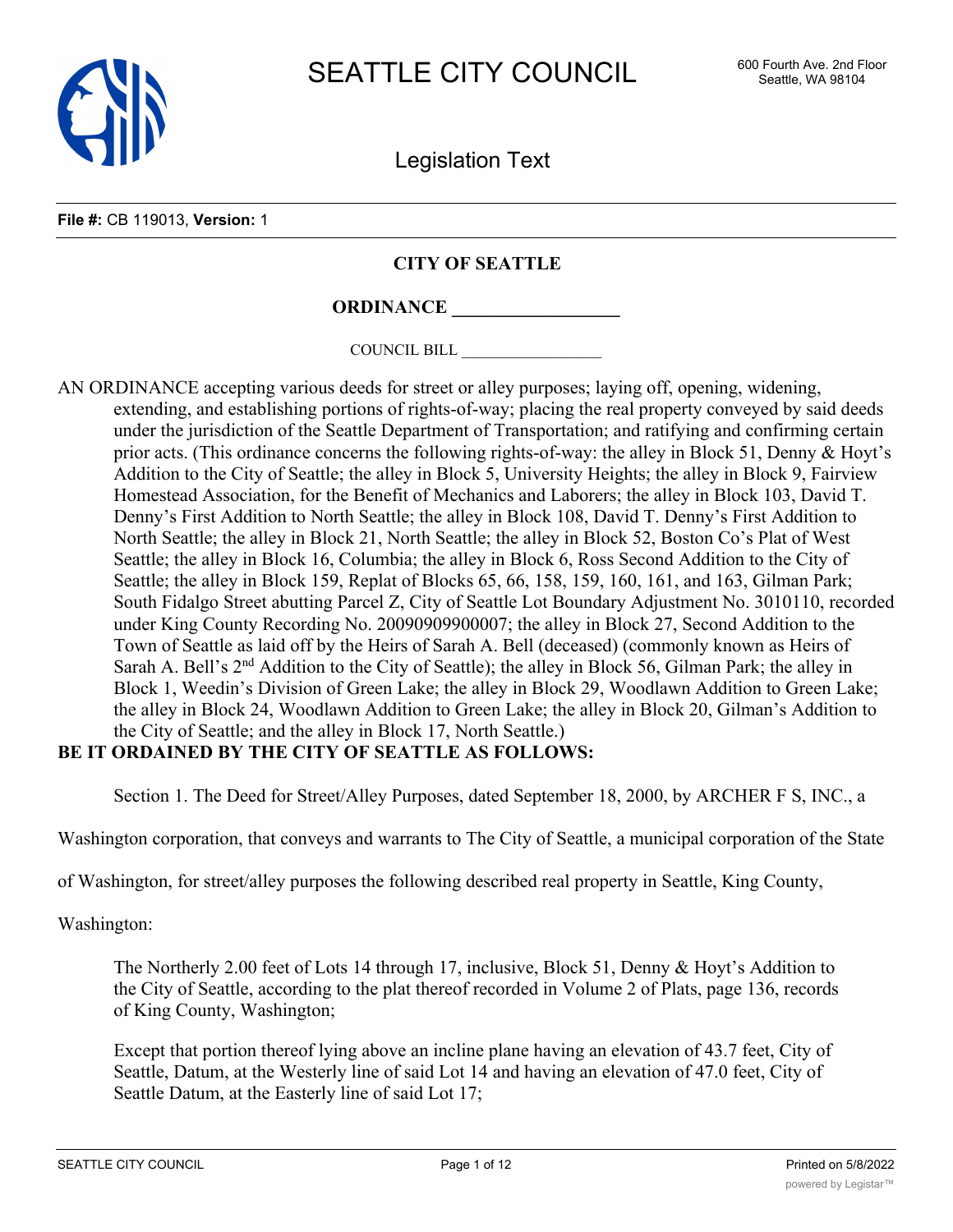SEATTLE CITY COUNCIL

600 Fourth Ave. 2nd Floor
Seattle, WA 98104

Legislation Text

**File #:** CB 119013, **Version:** 1

**CITY OF SEATTLE**

**ORDINANCE \_\_\_\_\_\_\_\_\_\_\_\_\_\_\_\_\_\_**

COUNCIL BILL \_\_\_\_\_\_\_\_\_\_\_\_\_\_\_\_\_\_

AN ORDINANCE accepting various deeds for street or alley purposes; laying off, opening, widening, extending, and establishing portions of rights-of-way; placing the real property conveyed by said deeds under the jurisdiction of the Seattle Department of Transportation; and ratifying and confirming certain prior acts. (This ordinance concerns the following rights-of-way: the alley in Block 51, Denny & Hoyt's Addition to the City of Seattle; the alley in Block 5, University Heights; the alley in Block 9, Fairview Homestead Association, for the Benefit of Mechanics and Laborers; the alley in Block 103, David T. Denny's First Addition to North Seattle; the alley in Block 108, David T. Denny's First Addition to North Seattle; the alley in Block 21, North Seattle; the alley in Block 52, Boston Co's Plat of West Seattle; the alley in Block 16, Columbia; the alley in Block 6, Ross Second Addition to the City of Seattle; the alley in Block 159, Replat of Blocks 65, 66, 158, 159, 160, 161, and 163, Gilman Park; South Fidalgo Street abutting Parcel Z, City of Seattle Lot Boundary Adjustment No. 3010110, recorded under King County Recording No. 20090909900007; the alley in Block 27, Second Addition to the Town of Seattle as laid off by the Heirs of Sarah A. Bell (deceased) (commonly known as Heirs of Sarah A. Bell's 2nd Addition to the City of Seattle); the alley in Block 56, Gilman Park; the alley in Block 1, Weedin's Division of Green Lake; the alley in Block 29, Woodlawn Addition to Green Lake; the alley in Block 24, Woodlawn Addition to Green Lake; the alley in Block 20, Gilman's Addition to the City of Seattle; and the alley in Block 17, North Seattle.)

**BE IT ORDAINED BY THE CITY OF SEATTLE AS FOLLOWS:**

Section 1. The Deed for Street/Alley Purposes, dated September 18, 2000, by ARCHER F S, INC., a Washington corporation, that conveys and warrants to The City of Seattle, a municipal corporation of the State of Washington, for street/alley purposes the following described real property in Seattle, King County, Washington:

> The Northerly 2.00 feet of Lots 14 through 17, inclusive, Block 51, Denny & Hoyt's Addition to the City of Seattle, according to the plat thereof recorded in Volume 2 of Plats, page 136, records of King County, Washington;
>
> Except that portion thereof lying above an incline plane having an elevation of 43.7 feet, City of Seattle, Datum, at the Westerly line of said Lot 14 and having an elevation of 47.0 feet, City of Seattle Datum, at the Easterly line of said Lot 17;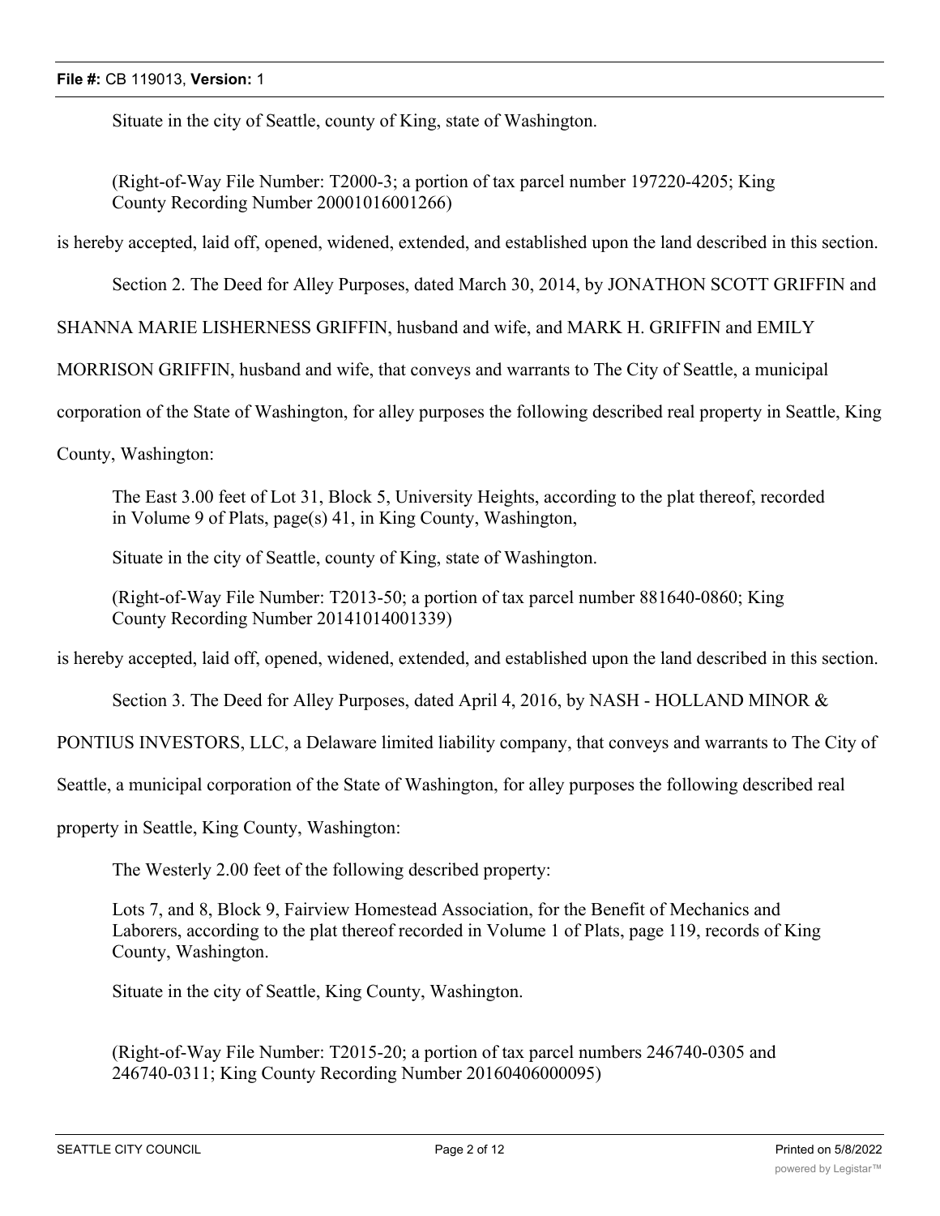Situate in the city of Seattle, county of King, state of Washington.

(Right-of-Way File Number: T2000-3; a portion of tax parcel number 197220-4205; King County Recording Number 20001016001266)

is hereby accepted, laid off, opened, widened, extended, and established upon the land described in this section.

Section 2. The Deed for Alley Purposes, dated March 30, 2014, by JONATHON SCOTT GRIFFIN and SHANNA MARIE LISHERNESS GRIFFIN, husband and wife, and MARK H. GRIFFIN and EMILY MORRISON GRIFFIN, husband and wife, that conveys and warrants to The City of Seattle, a municipal corporation of the State of Washington, for alley purposes the following described real property in Seattle, King County, Washington:

The East 3.00 feet of Lot 31, Block 5, University Heights, according to the plat thereof, recorded in Volume 9 of Plats, page(s) 41, in King County, Washington,

Situate in the city of Seattle, county of King, state of Washington.

(Right-of-Way File Number: T2013-50; a portion of tax parcel number 881640-0860; King County Recording Number 20141014001339)

is hereby accepted, laid off, opened, widened, extended, and established upon the land described in this section.

Section 3. The Deed for Alley Purposes, dated April 4, 2016, by NASH - HOLLAND MINOR & PONTIUS INVESTORS, LLC, a Delaware limited liability company, that conveys and warrants to The City of Seattle, a municipal corporation of the State of Washington, for alley purposes the following described real property in Seattle, King County, Washington:

The Westerly 2.00 feet of the following described property:

Lots 7, and 8, Block 9, Fairview Homestead Association, for the Benefit of Mechanics and Laborers, according to the plat thereof recorded in Volume 1 of Plats, page 119, records of King County, Washington.

Situate in the city of Seattle, King County, Washington.

(Right-of-Way File Number: T2015-20; a portion of tax parcel numbers 246740-0305 and 246740-0311; King County Recording Number 20160406000095)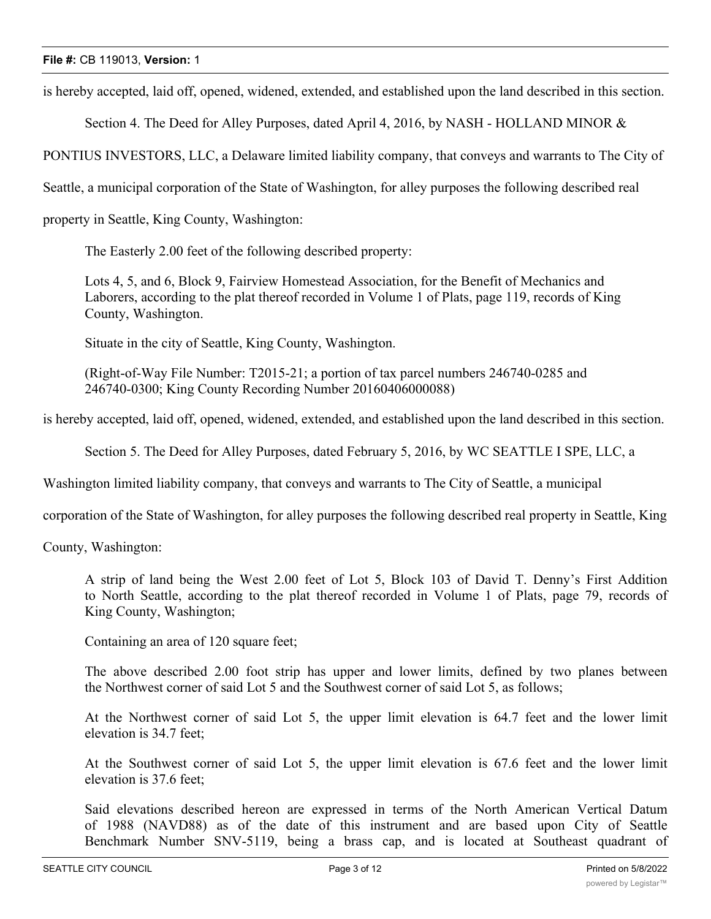is hereby accepted, laid off, opened, widened, extended, and established upon the land described in this section.

Section 4. The Deed for Alley Purposes, dated April 4, 2016, by NASH - HOLLAND MINOR & PONTIUS INVESTORS, LLC, a Delaware limited liability company, that conveys and warrants to The City of Seattle, a municipal corporation of the State of Washington, for alley purposes the following described real property in Seattle, King County, Washington:

> The Easterly 2.00 feet of the following described property:
>
> Lots 4, 5, and 6, Block 9, Fairview Homestead Association, for the Benefit of Mechanics and Laborers, according to the plat thereof recorded in Volume 1 of Plats, page 119, records of King County, Washington.
>
> Situate in the city of Seattle, King County, Washington.
>
> (Right-of-Way File Number: T2015-21; a portion of tax parcel numbers 246740-0285 and 246740-0300; King County Recording Number 20160406000088)

is hereby accepted, laid off, opened, widened, extended, and established upon the land described in this section.

Section 5. The Deed for Alley Purposes, dated February 5, 2016, by WC SEATTLE I SPE, LLC, a Washington limited liability company, that conveys and warrants to The City of Seattle, a municipal corporation of the State of Washington, for alley purposes the following described real property in Seattle, King County, Washington:

> A strip of land being the West 2.00 feet of Lot 5, Block 103 of David T. Denny's First Addition to North Seattle, according to the plat thereof recorded in Volume 1 of Plats, page 79, records of King County, Washington;
>
> Containing an area of 120 square feet;
>
> The above described 2.00 foot strip has upper and lower limits, defined by two planes between the Northwest corner of said Lot 5 and the Southwest corner of said Lot 5, as follows;
>
> At the Northwest corner of said Lot 5, the upper limit elevation is 64.7 feet and the lower limit elevation is 34.7 feet;
>
> At the Southwest corner of said Lot 5, the upper limit elevation is 67.6 feet and the lower limit elevation is 37.6 feet;
>
> Said elevations described hereon are expressed in terms of the North American Vertical Datum of 1988 (NAVD88) as of the date of this instrument and are based upon City of Seattle Benchmark Number SNV-5119, being a brass cap, and is located at Southeast quadrant of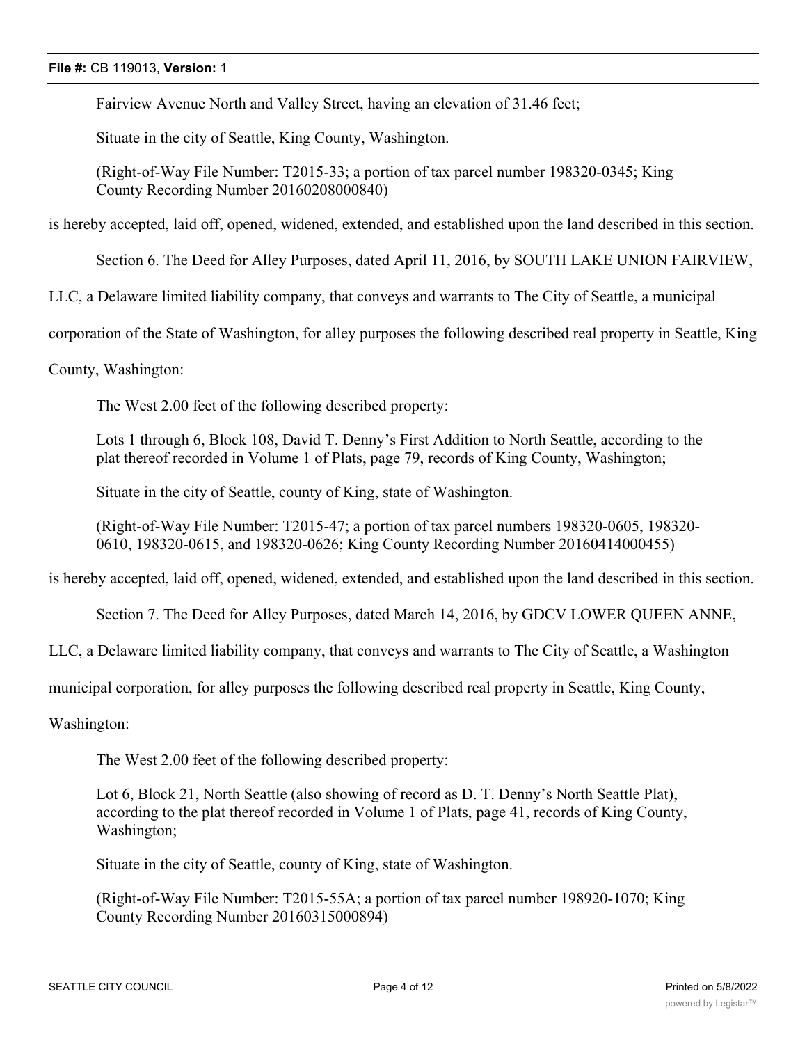Fairview Avenue North and Valley Street, having an elevation of 31.46 feet;

Situate in the city of Seattle, King County, Washington.

(Right-of-Way File Number: T2015-33; a portion of tax parcel number 198320-0345; King County Recording Number 20160208000840)

is hereby accepted, laid off, opened, widened, extended, and established upon the land described in this section.

Section 6. The Deed for Alley Purposes, dated April 11, 2016, by SOUTH LAKE UNION FAIRVIEW, LLC, a Delaware limited liability company, that conveys and warrants to The City of Seattle, a municipal corporation of the State of Washington, for alley purposes the following described real property in Seattle, King County, Washington:

The West 2.00 feet of the following described property:

Lots 1 through 6, Block 108, David T. Denny's First Addition to North Seattle, according to the plat thereof recorded in Volume 1 of Plats, page 79, records of King County, Washington;

Situate in the city of Seattle, county of King, state of Washington.

(Right-of-Way File Number: T2015-47; a portion of tax parcel numbers 198320-0605, 198320-0610, 198320-0615, and 198320-0626; King County Recording Number 20160414000455)

is hereby accepted, laid off, opened, widened, extended, and established upon the land described in this section.

Section 7. The Deed for Alley Purposes, dated March 14, 2016, by GDCV LOWER QUEEN ANNE, LLC, a Delaware limited liability company, that conveys and warrants to The City of Seattle, a Washington municipal corporation, for alley purposes the following described real property in Seattle, King County, Washington:

The West 2.00 feet of the following described property:

Lot 6, Block 21, North Seattle (also showing of record as D. T. Denny's North Seattle Plat), according to the plat thereof recorded in Volume 1 of Plats, page 41, records of King County, Washington;

Situate in the city of Seattle, county of King, state of Washington.

(Right-of-Way File Number: T2015-55A; a portion of tax parcel number 198920-1070; King County Recording Number 20160315000894)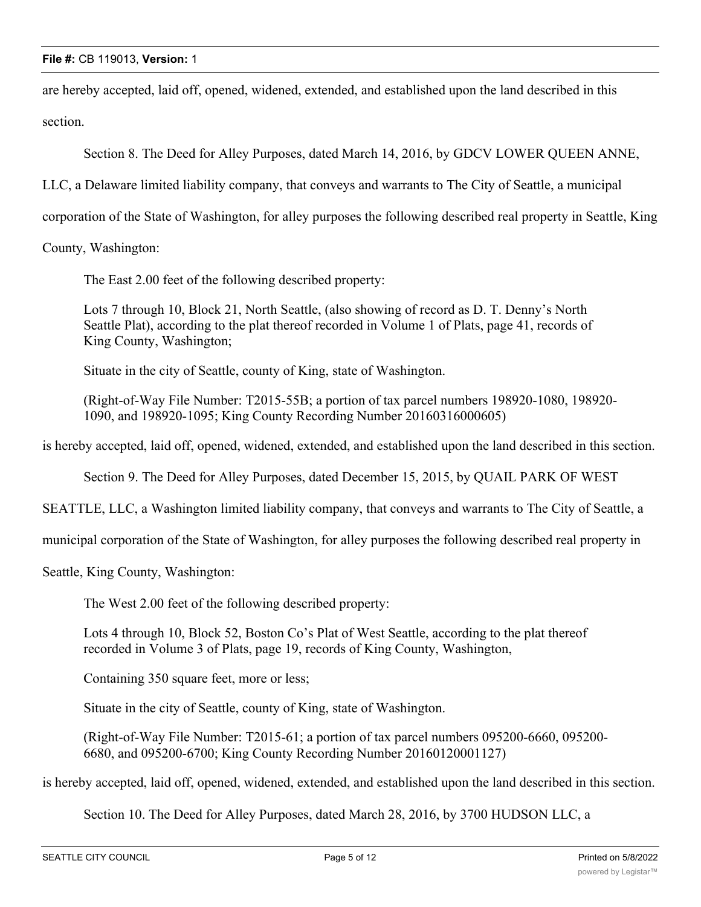are hereby accepted, laid off, opened, widened, extended, and established upon the land described in this section.

Section 8. The Deed for Alley Purposes, dated March 14, 2016, by GDCV LOWER QUEEN ANNE, LLC, a Delaware limited liability company, that conveys and warrants to The City of Seattle, a municipal corporation of the State of Washington, for alley purposes the following described real property in Seattle, King County, Washington:

> The East 2.00 feet of the following described property:
>
> Lots 7 through 10, Block 21, North Seattle, (also showing of record as D. T. Denny's North Seattle Plat), according to the plat thereof recorded in Volume 1 of Plats, page 41, records of King County, Washington;
>
> Situate in the city of Seattle, county of King, state of Washington.
>
> (Right-of-Way File Number: T2015-55B; a portion of tax parcel numbers 198920-1080, 198920-1090, and 198920-1095; King County Recording Number 20160316000605)

is hereby accepted, laid off, opened, widened, extended, and established upon the land described in this section.

Section 9. The Deed for Alley Purposes, dated December 15, 2015, by QUAIL PARK OF WEST SEATTLE, LLC, a Washington limited liability company, that conveys and warrants to The City of Seattle, a municipal corporation of the State of Washington, for alley purposes the following described real property in Seattle, King County, Washington:

> The West 2.00 feet of the following described property:
>
> Lots 4 through 10, Block 52, Boston Co's Plat of West Seattle, according to the plat thereof recorded in Volume 3 of Plats, page 19, records of King County, Washington,
>
> Containing 350 square feet, more or less;
>
> Situate in the city of Seattle, county of King, state of Washington.
>
> (Right-of-Way File Number: T2015-61; a portion of tax parcel numbers 095200-6660, 095200-6680, and 095200-6700; King County Recording Number 20160120001127)

is hereby accepted, laid off, opened, widened, extended, and established upon the land described in this section.

Section 10. The Deed for Alley Purposes, dated March 28, 2016, by 3700 HUDSON LLC, a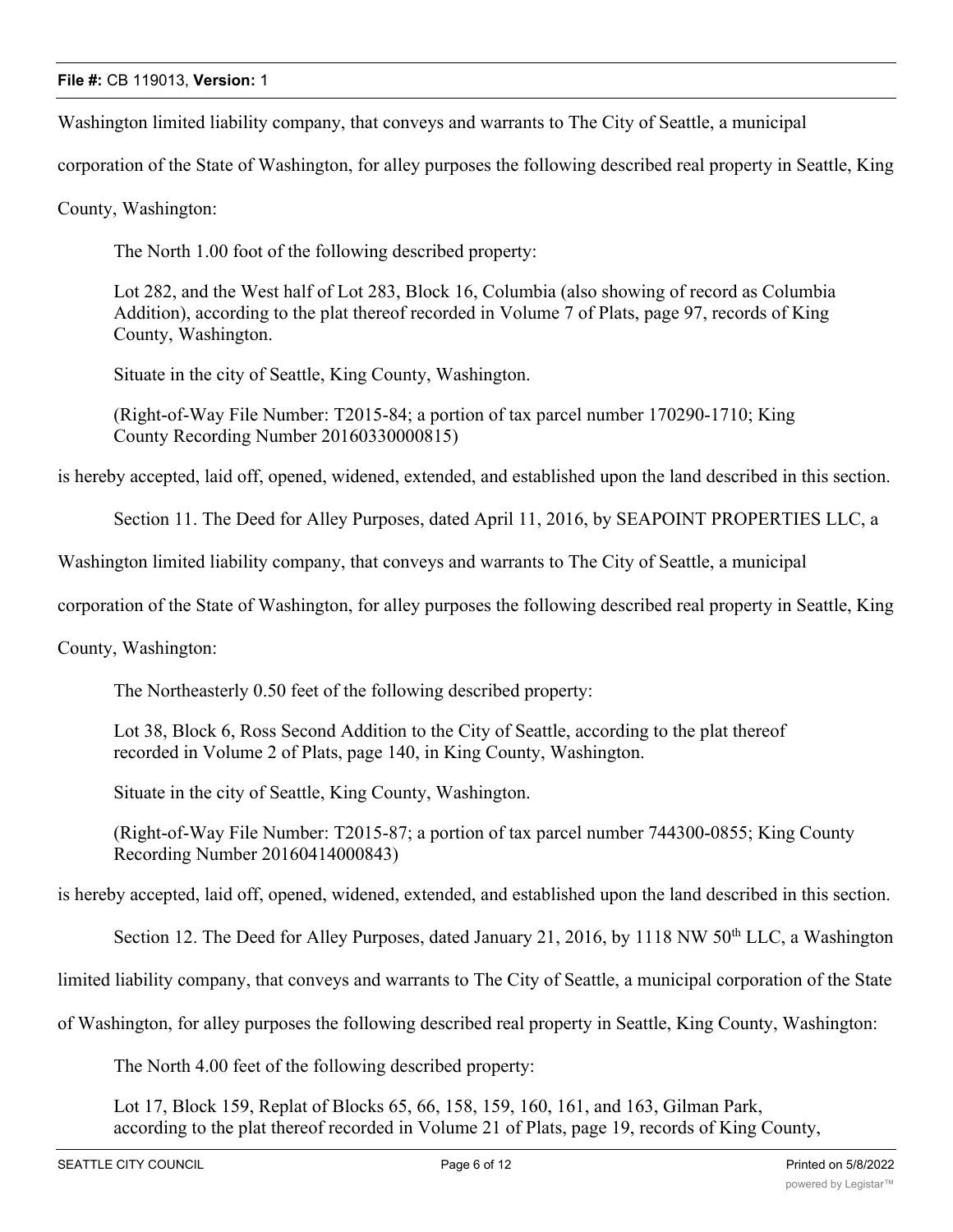Washington limited liability company, that conveys and warrants to The City of Seattle, a municipal corporation of the State of Washington, for alley purposes the following described real property in Seattle, King County, Washington:

The North 1.00 foot of the following described property:

Lot 282, and the West half of Lot 283, Block 16, Columbia (also showing of record as Columbia Addition), according to the plat thereof recorded in Volume 7 of Plats, page 97, records of King County, Washington.

Situate in the city of Seattle, King County, Washington.

(Right-of-Way File Number: T2015-84; a portion of tax parcel number 170290-1710; King County Recording Number 20160330000815)

is hereby accepted, laid off, opened, widened, extended, and established upon the land described in this section.

Section 11. The Deed for Alley Purposes, dated April 11, 2016, by SEAPOINT PROPERTIES LLC, a Washington limited liability company, that conveys and warrants to The City of Seattle, a municipal corporation of the State of Washington, for alley purposes the following described real property in Seattle, King County, Washington:

The Northeasterly 0.50 feet of the following described property:

Lot 38, Block 6, Ross Second Addition to the City of Seattle, according to the plat thereof recorded in Volume 2 of Plats, page 140, in King County, Washington.

Situate in the city of Seattle, King County, Washington.

(Right-of-Way File Number: T2015-87; a portion of tax parcel number 744300-0855; King County Recording Number 20160414000843)

is hereby accepted, laid off, opened, widened, extended, and established upon the land described in this section.

Section 12. The Deed for Alley Purposes, dated January 21, 2016, by 1118 NW 50th LLC, a Washington limited liability company, that conveys and warrants to The City of Seattle, a municipal corporation of the State of Washington, for alley purposes the following described real property in Seattle, King County, Washington:

The North 4.00 feet of the following described property:

Lot 17, Block 159, Replat of Blocks 65, 66, 158, 159, 160, 161, and 163, Gilman Park, according to the plat thereof recorded in Volume 21 of Plats, page 19, records of King County,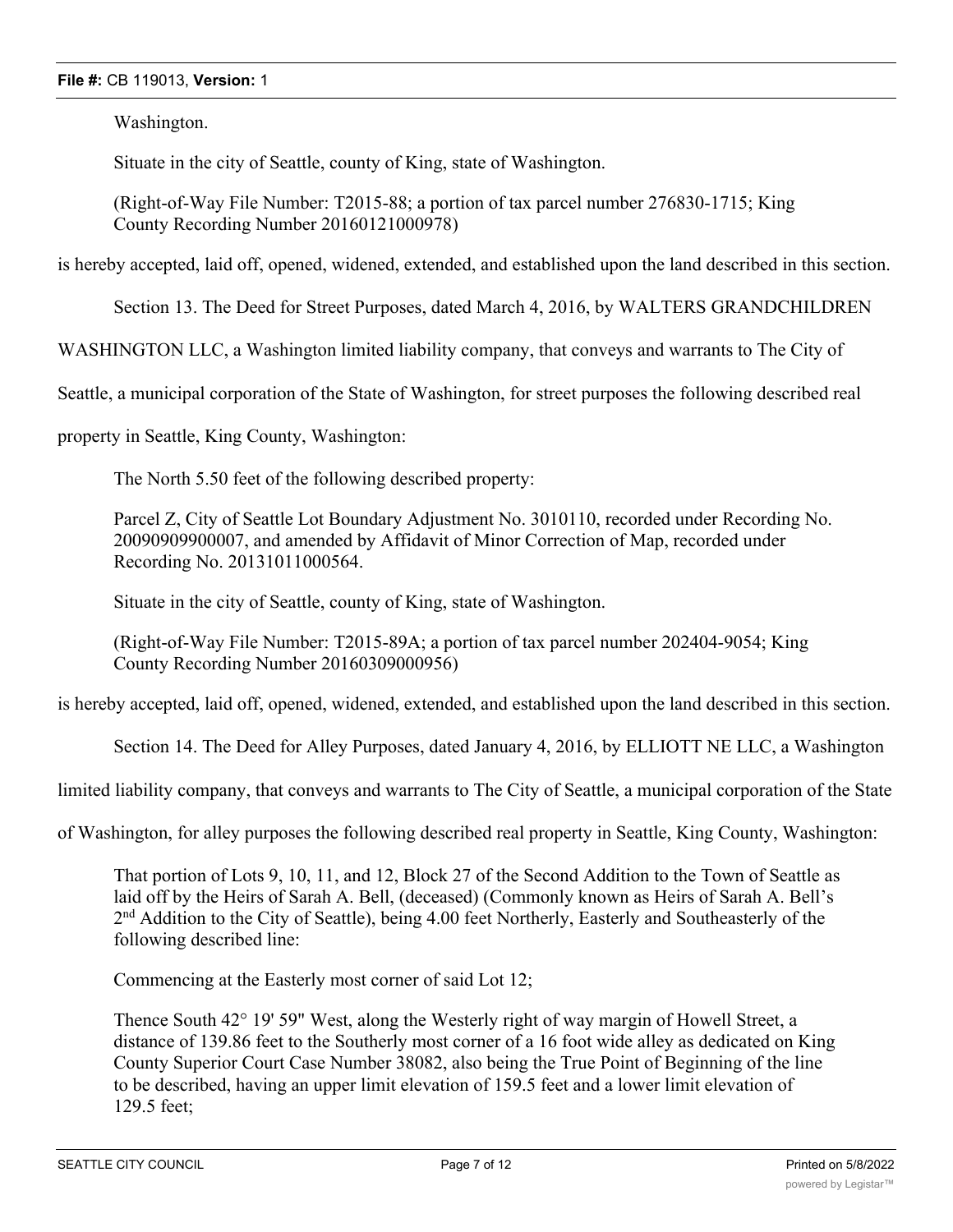Washington.

Situate in the city of Seattle, county of King, state of Washington.

(Right-of-Way File Number: T2015-88; a portion of tax parcel number 276830-1715; King County Recording Number 20160121000978)

is hereby accepted, laid off, opened, widened, extended, and established upon the land described in this section.

Section 13. The Deed for Street Purposes, dated March 4, 2016, by WALTERS GRANDCHILDREN WASHINGTON LLC, a Washington limited liability company, that conveys and warrants to The City of Seattle, a municipal corporation of the State of Washington, for street purposes the following described real property in Seattle, King County, Washington:

The North 5.50 feet of the following described property:

Parcel Z, City of Seattle Lot Boundary Adjustment No. 3010110, recorded under Recording No. 20090909900007, and amended by Affidavit of Minor Correction of Map, recorded under Recording No. 20131011000564.

Situate in the city of Seattle, county of King, state of Washington.

(Right-of-Way File Number: T2015-89A; a portion of tax parcel number 202404-9054; King County Recording Number 20160309000956)

is hereby accepted, laid off, opened, widened, extended, and established upon the land described in this section.

Section 14. The Deed for Alley Purposes, dated January 4, 2016, by ELLIOTT NE LLC, a Washington limited liability company, that conveys and warrants to The City of Seattle, a municipal corporation of the State of Washington, for alley purposes the following described real property in Seattle, King County, Washington:

That portion of Lots 9, 10, 11, and 12, Block 27 of the Second Addition to the Town of Seattle as laid off by the Heirs of Sarah A. Bell, (deceased) (Commonly known as Heirs of Sarah A. Bell's 2nd Addition to the City of Seattle), being 4.00 feet Northerly, Easterly and Southeasterly of the following described line:

Commencing at the Easterly most corner of said Lot 12;

Thence South 42° 19' 59" West, along the Westerly right of way margin of Howell Street, a distance of 139.86 feet to the Southerly most corner of a 16 foot wide alley as dedicated on King County Superior Court Case Number 38082, also being the True Point of Beginning of the line to be described, having an upper limit elevation of 159.5 feet and a lower limit elevation of 129.5 feet;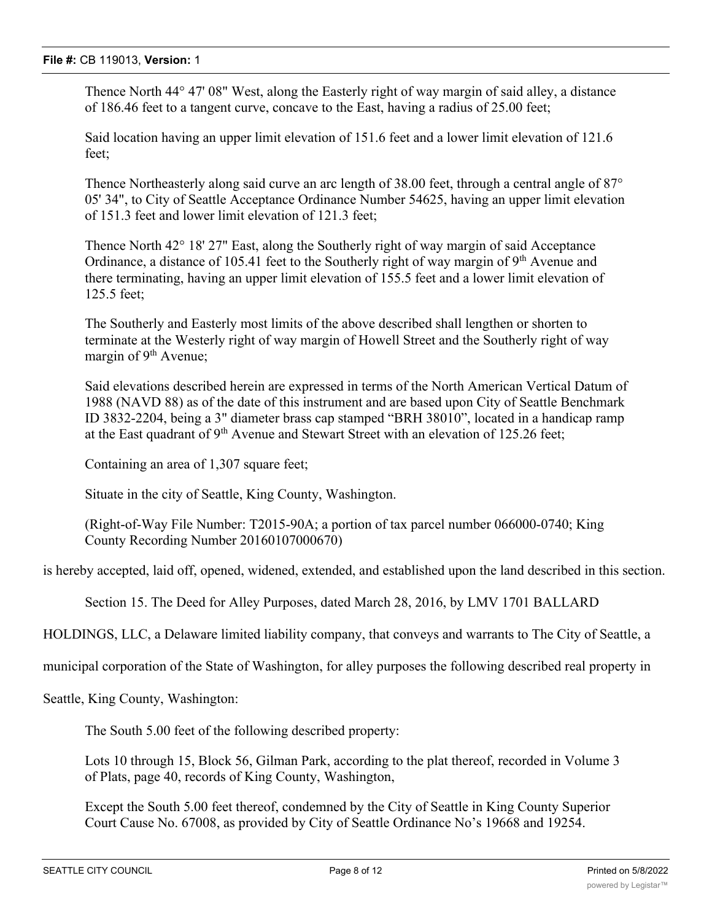Thence North 44° 47' 08" West, along the Easterly right of way margin of said alley, a distance of 186.46 feet to a tangent curve, concave to the East, having a radius of 25.00 feet;

Said location having an upper limit elevation of 151.6 feet and a lower limit elevation of 121.6 feet;

Thence Northeasterly along said curve an arc length of 38.00 feet, through a central angle of 87° 05' 34", to City of Seattle Acceptance Ordinance Number 54625, having an upper limit elevation of 151.3 feet and lower limit elevation of 121.3 feet;

Thence North 42° 18' 27" East, along the Southerly right of way margin of said Acceptance Ordinance, a distance of 105.41 feet to the Southerly right of way margin of 9th Avenue and there terminating, having an upper limit elevation of 155.5 feet and a lower limit elevation of 125.5 feet;

The Southerly and Easterly most limits of the above described shall lengthen or shorten to terminate at the Westerly right of way margin of Howell Street and the Southerly right of way margin of 9th Avenue;

Said elevations described herein are expressed in terms of the North American Vertical Datum of 1988 (NAVD 88) as of the date of this instrument and are based upon City of Seattle Benchmark ID 3832-2204, being a 3" diameter brass cap stamped "BRH 38010", located in a handicap ramp at the East quadrant of 9th Avenue and Stewart Street with an elevation of 125.26 feet;

Containing an area of 1,307 square feet;

Situate in the city of Seattle, King County, Washington.

(Right-of-Way File Number: T2015-90A; a portion of tax parcel number 066000-0740; King County Recording Number 20160107000670)

is hereby accepted, laid off, opened, widened, extended, and established upon the land described in this section.

Section 15. The Deed for Alley Purposes, dated March 28, 2016, by LMV 1701 BALLARD HOLDINGS, LLC, a Delaware limited liability company, that conveys and warrants to The City of Seattle, a municipal corporation of the State of Washington, for alley purposes the following described real property in Seattle, King County, Washington:

The South 5.00 feet of the following described property:

Lots 10 through 15, Block 56, Gilman Park, according to the plat thereof, recorded in Volume 3 of Plats, page 40, records of King County, Washington,

Except the South 5.00 feet thereof, condemned by the City of Seattle in King County Superior Court Cause No. 67008, as provided by City of Seattle Ordinance No's 19668 and 19254.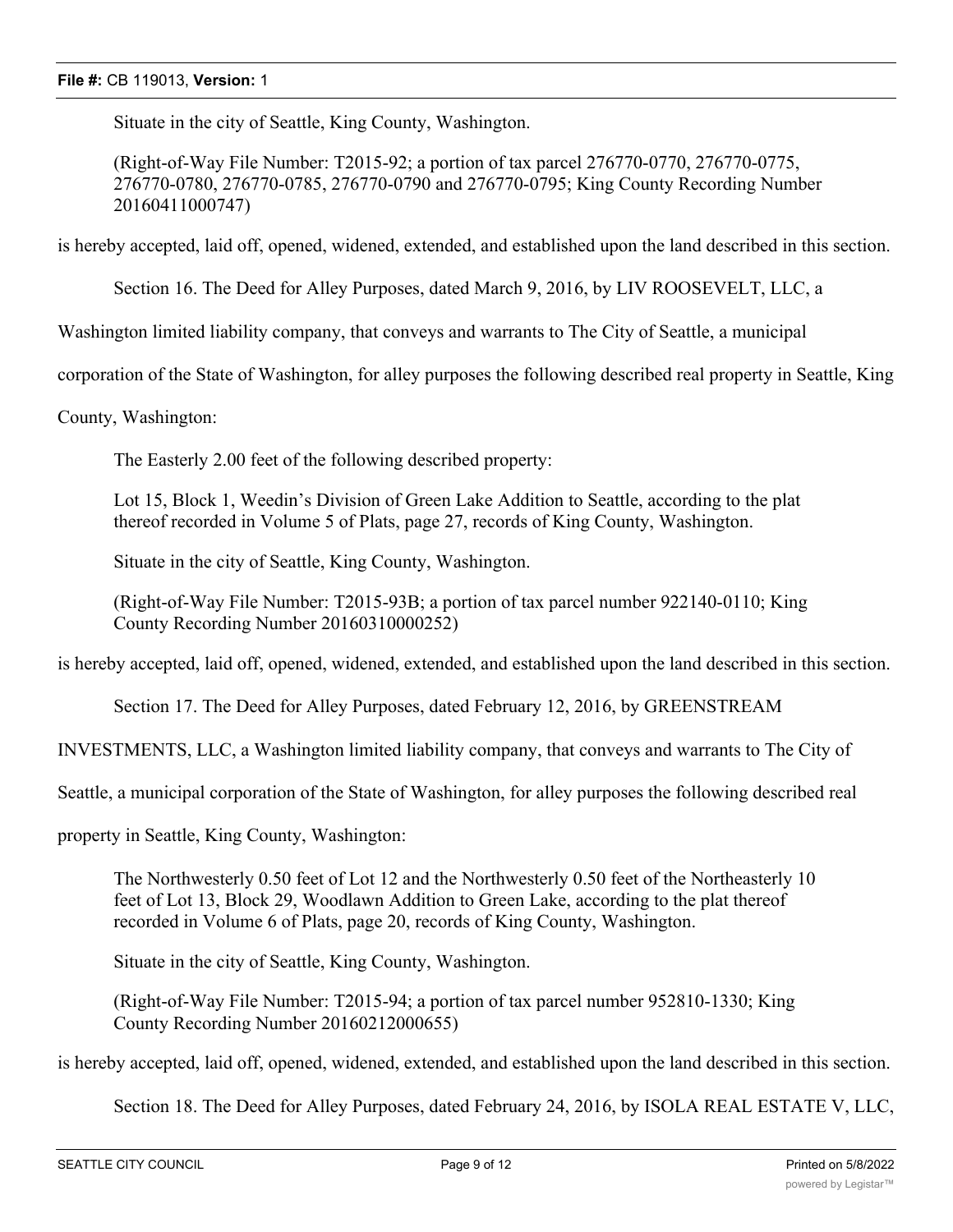Situate in the city of Seattle, King County, Washington.

(Right-of-Way File Number: T2015-92; a portion of tax parcel 276770-0770, 276770-0775, 276770-0780, 276770-0785, 276770-0790 and 276770-0795; King County Recording Number 20160411000747)

is hereby accepted, laid off, opened, widened, extended, and established upon the land described in this section.

Section 16. The Deed for Alley Purposes, dated March 9, 2016, by LIV ROOSEVELT, LLC, a Washington limited liability company, that conveys and warrants to The City of Seattle, a municipal corporation of the State of Washington, for alley purposes the following described real property in Seattle, King County, Washington:

The Easterly 2.00 feet of the following described property:

Lot 15, Block 1, Weedin's Division of Green Lake Addition to Seattle, according to the plat thereof recorded in Volume 5 of Plats, page 27, records of King County, Washington.

Situate in the city of Seattle, King County, Washington.

(Right-of-Way File Number: T2015-93B; a portion of tax parcel number 922140-0110; King County Recording Number 20160310000252)

is hereby accepted, laid off, opened, widened, extended, and established upon the land described in this section.

Section 17. The Deed for Alley Purposes, dated February 12, 2016, by GREENSTREAM INVESTMENTS, LLC, a Washington limited liability company, that conveys and warrants to The City of Seattle, a municipal corporation of the State of Washington, for alley purposes the following described real property in Seattle, King County, Washington:

The Northwesterly 0.50 feet of Lot 12 and the Northwesterly 0.50 feet of the Northeasterly 10 feet of Lot 13, Block 29, Woodlawn Addition to Green Lake, according to the plat thereof recorded in Volume 6 of Plats, page 20, records of King County, Washington.

Situate in the city of Seattle, King County, Washington.

(Right-of-Way File Number: T2015-94; a portion of tax parcel number 952810-1330; King County Recording Number 20160212000655)

is hereby accepted, laid off, opened, widened, extended, and established upon the land described in this section.

Section 18. The Deed for Alley Purposes, dated February 24, 2016, by ISOLA REAL ESTATE V, LLC,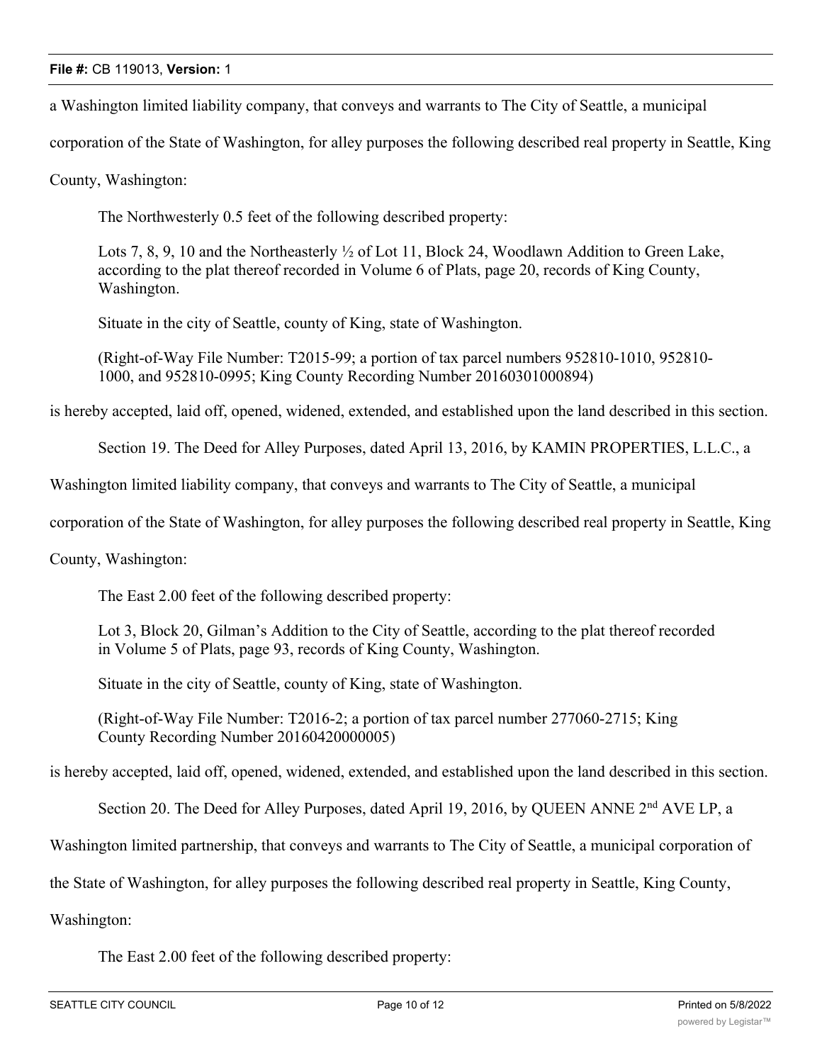a Washington limited liability company, that conveys and warrants to The City of Seattle, a municipal corporation of the State of Washington, for alley purposes the following described real property in Seattle, King County, Washington:

The Northwesterly 0.5 feet of the following described property:

Lots 7, 8, 9, 10 and the Northeasterly ½ of Lot 11, Block 24, Woodlawn Addition to Green Lake, according to the plat thereof recorded in Volume 6 of Plats, page 20, records of King County, Washington.

Situate in the city of Seattle, county of King, state of Washington.

(Right-of-Way File Number: T2015-99; a portion of tax parcel numbers 952810-1010, 952810-1000, and 952810-0995; King County Recording Number 20160301000894)

is hereby accepted, laid off, opened, widened, extended, and established upon the land described in this section.

Section 19. The Deed for Alley Purposes, dated April 13, 2016, by KAMIN PROPERTIES, L.L.C., a Washington limited liability company, that conveys and warrants to The City of Seattle, a municipal corporation of the State of Washington, for alley purposes the following described real property in Seattle, King County, Washington:

The East 2.00 feet of the following described property:

Lot 3, Block 20, Gilman's Addition to the City of Seattle, according to the plat thereof recorded in Volume 5 of Plats, page 93, records of King County, Washington.

Situate in the city of Seattle, county of King, state of Washington.

(Right-of-Way File Number: T2016-2; a portion of tax parcel number 277060-2715; King County Recording Number 20160420000005)

is hereby accepted, laid off, opened, widened, extended, and established upon the land described in this section.

Section 20. The Deed for Alley Purposes, dated April 19, 2016, by QUEEN ANNE 2nd AVE LP, a Washington limited partnership, that conveys and warrants to The City of Seattle, a municipal corporation of the State of Washington, for alley purposes the following described real property in Seattle, King County, Washington:

The East 2.00 feet of the following described property: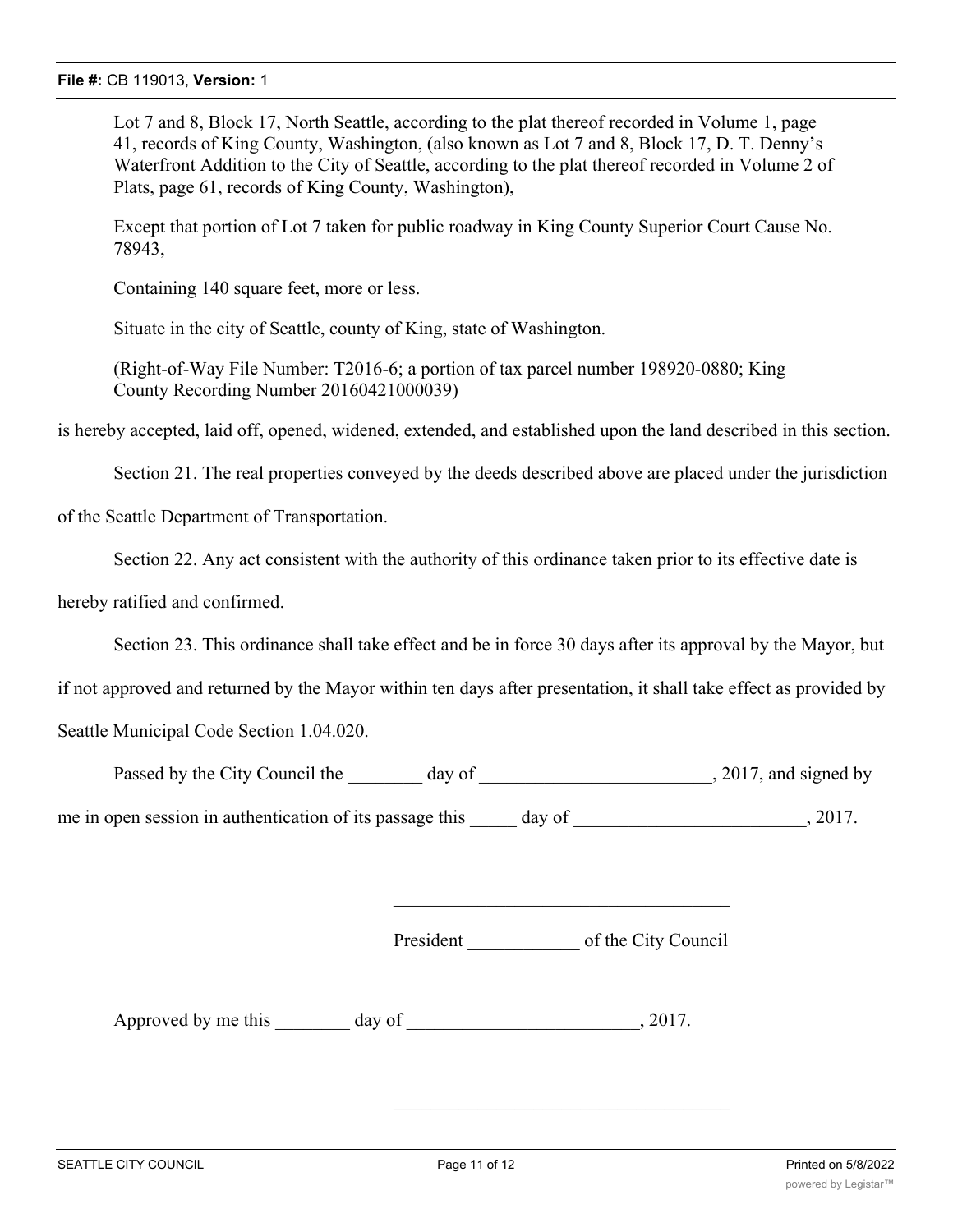Lot 7 and 8, Block 17, North Seattle, according to the plat thereof recorded in Volume 1, page 41, records of King County, Washington, (also known as Lot 7 and 8, Block 17, D. T. Denny's Waterfront Addition to the City of Seattle, according to the plat thereof recorded in Volume 2 of Plats, page 61, records of King County, Washington),

Except that portion of Lot 7 taken for public roadway in King County Superior Court Cause No. 78943,

Containing 140 square feet, more or less.

Situate in the city of Seattle, county of King, state of Washington.

(Right-of-Way File Number: T2016-6; a portion of tax parcel number 198920-0880; King County Recording Number 20160421000039)

is hereby accepted, laid off, opened, widened, extended, and established upon the land described in this section.

Section 21. The real properties conveyed by the deeds described above are placed under the jurisdiction of the Seattle Department of Transportation.

Section 22. Any act consistent with the authority of this ordinance taken prior to its effective date is hereby ratified and confirmed.

Section 23. This ordinance shall take effect and be in force 30 days after its approval by the Mayor, but if not approved and returned by the Mayor within ten days after presentation, it shall take effect as provided by Seattle Municipal Code Section 1.04.020.

Passed by the City Council the ________ day of _________________________, 2017, and signed by me in open session in authentication of its passage this _____ day of _________________________, 2017.

_____________________________________

President ____________ of the City Council

Approved by me this ________ day of _________________________, 2017.

_____________________________________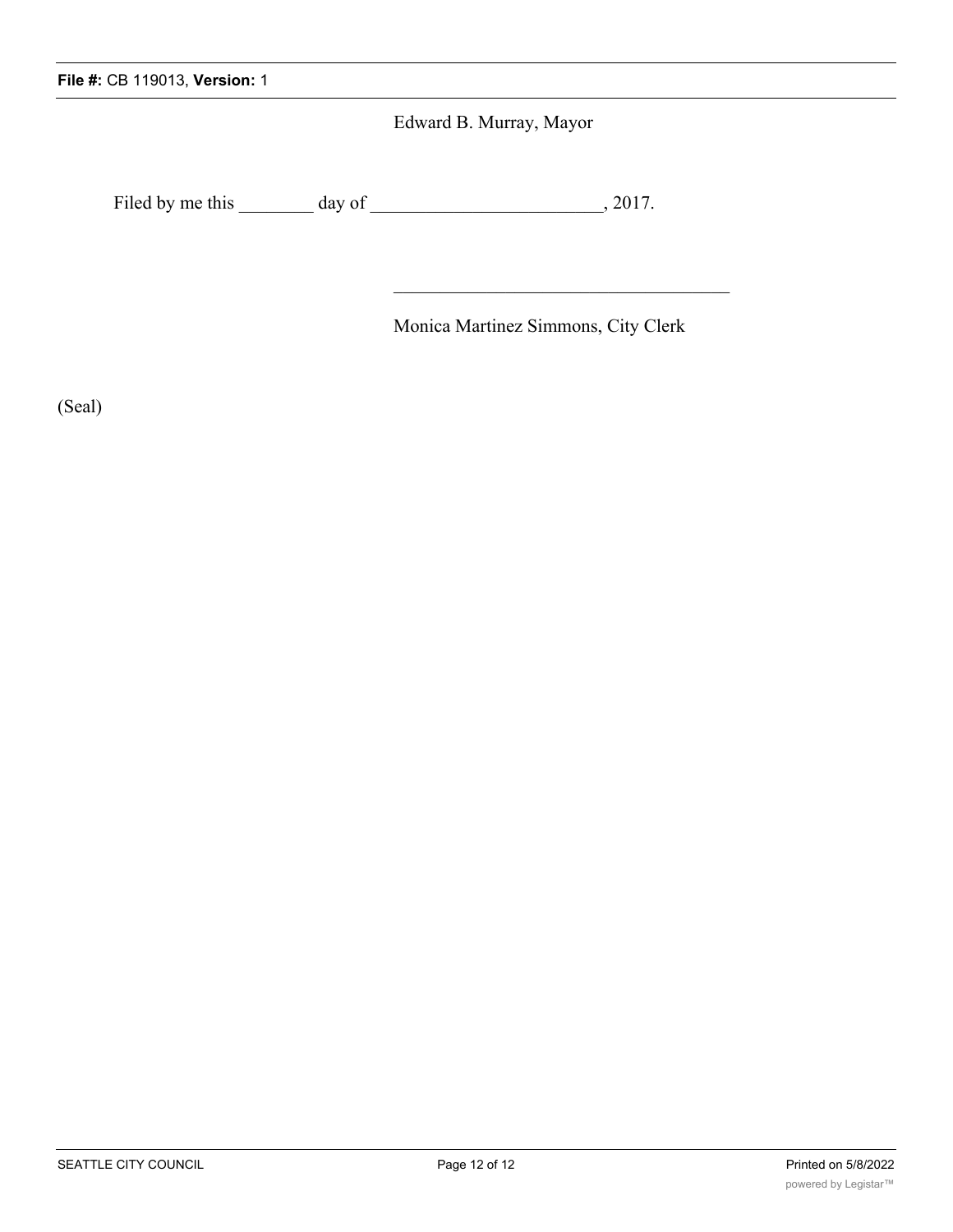Edward B. Murray, Mayor

Filed by me this ________ day of ________________________, 2017.

____________________________________

Monica Martinez Simmons, City Clerk

(Seal)